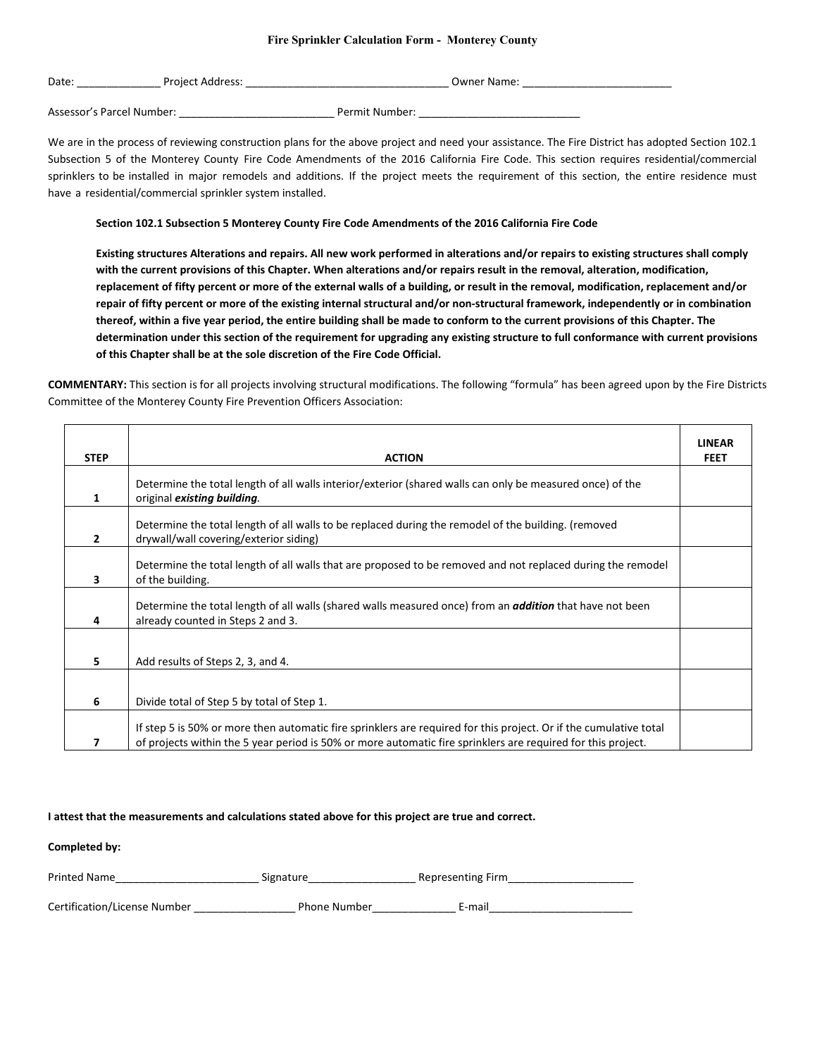# Fire Sprinkler Calculation Form - Monterey County

Date: ______________ Project Address: __________________________________ Owner Name: _________________________

Assessor's Parcel Number: __________________________ Permit Number: ___________________________

We are in the process of reviewing construction plans for the above project and need your assistance. The Fire District has adopted Section 102.1 Subsection 5 of the Monterey County Fire Code Amendments of the 2016 California Fire Code. This section requires residential/commercial sprinklers to be installed in major remodels and additions. If the project meets the requirement of this section, the entire residence must have a residential/commercial sprinkler system installed.

**Section 102.1 Subsection 5 Monterey County Fire Code Amendments of the 2016 California Fire Code**

**Existing structures Alterations and repairs. All new work performed in alterations and/or repairs to existing structures shall comply with the current provisions of this Chapter. When alterations and/or repairs result in the removal, alteration, modification, replacement of fifty percent or more of the external walls of a building, or result in the removal, modification, replacement and/or repair of fifty percent or more of the existing internal structural and/or non-structural framework, independently or in combination thereof, within a five year period, the entire building shall be made to conform to the current provisions of this Chapter. The determination under this section of the requirement for upgrading any existing structure to full conformance with current provisions of this Chapter shall be at the sole discretion of the Fire Code Official.**

**COMMENTARY:** This section is for all projects involving structural modifications. The following "formula" has been agreed upon by the Fire Districts Committee of the Monterey County Fire Prevention Officers Association:

| STEP | ACTION | LINEAR FEET |
|---|---|---|
| 1 | Determine the total length of all walls interior/exterior (shared walls can only be measured once) of the original ***existing building***. | |
| 2 | Determine the total length of all walls to be replaced during the remodel of the building. (removed drywall/wall covering/exterior siding) | |
| 3 | Determine the total length of all walls that are proposed to be removed and not replaced during the remodel of the building. | |
| 4 | Determine the total length of all walls (shared walls measured once) from an ***addition*** that have not been already counted in Steps 2 and 3. | |
| 5 | Add results of Steps 2, 3, and 4. | |
| 6 | Divide total of Step 5 by total of Step 1. | |
| 7 | If step 5 is 50% or more then automatic fire sprinklers are required for this project. Or if the cumulative total of projects within the 5 year period is 50% or more automatic fire sprinklers are required for this project. | |

**I attest that the measurements and calculations stated above for this project are true and correct.**

**Completed by:**

Printed Name________________________ Signature__________________ Representing Firm_____________________

Certification/License Number _________________ Phone Number______________ E-mail________________________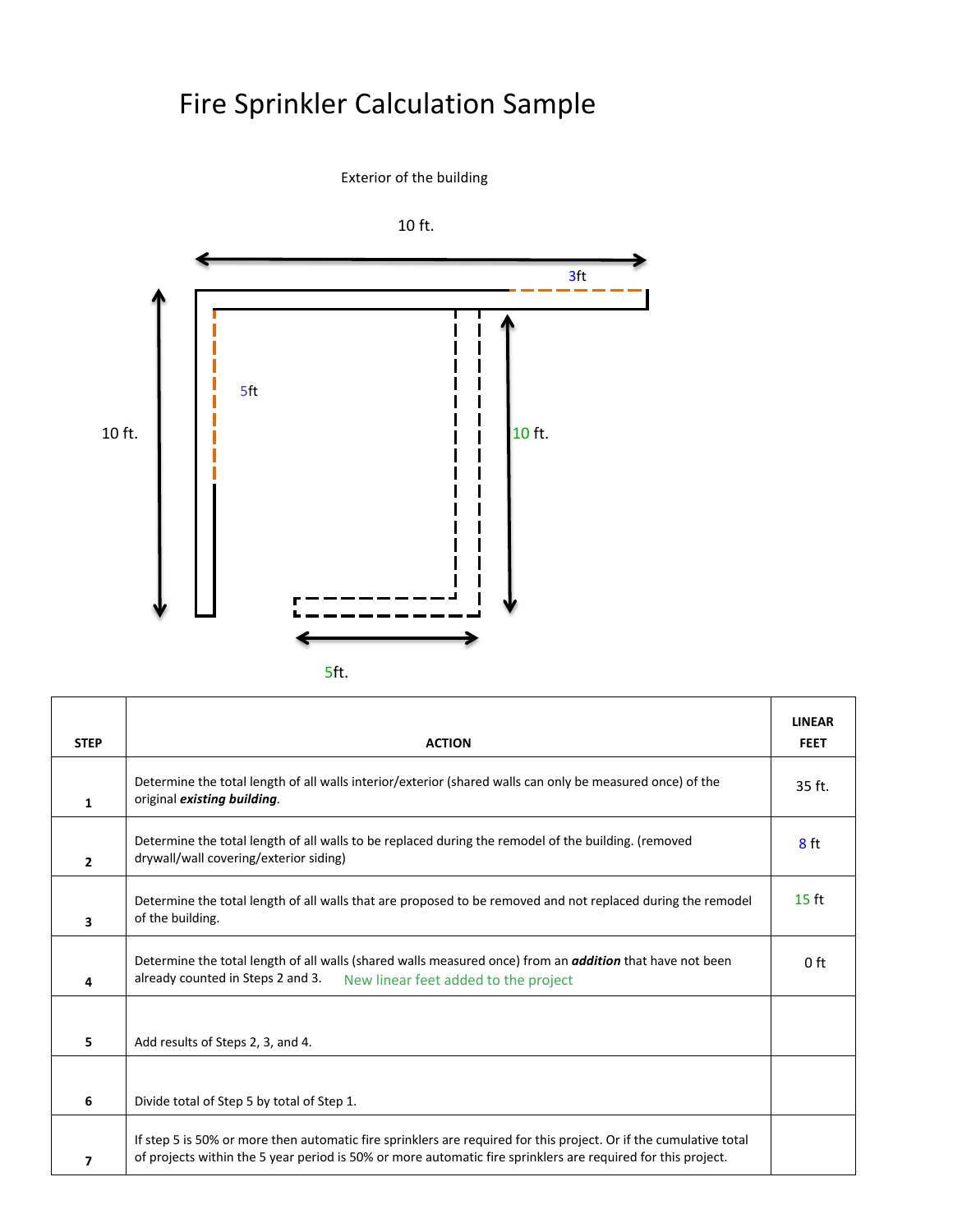# Fire Sprinkler Calculation Sample

Exterior of the building

10 ft.

3ft

5ft

10 ft.

10 ft.

5ft.

| STEP | ACTION | LINEAR FEET |
|---|---|---|
| 1 | Determine the total length of all walls interior/exterior (shared walls can only be measured once) of the original ***existing building***. | 35 ft. |
| 2 | Determine the total length of all walls to be replaced during the remodel of the building. (removed drywall/wall covering/exterior siding) | 8 ft |
| 3 | Determine the total length of all walls that are proposed to be removed and not replaced during the remodel of the building. | 15 ft |
| 4 | Determine the total length of all walls (shared walls measured once) from an ***addition*** that have not been already counted in Steps 2 and 3. New linear feet added to the project | 0 ft |
| 5 | Add results of Steps 2, 3, and 4. | |
| 6 | Divide total of Step 5 by total of Step 1. | |
| 7 | If step 5 is 50% or more then automatic fire sprinklers are required for this project. Or if the cumulative total of projects within the 5 year period is 50% or more automatic fire sprinklers are required for this project. | |